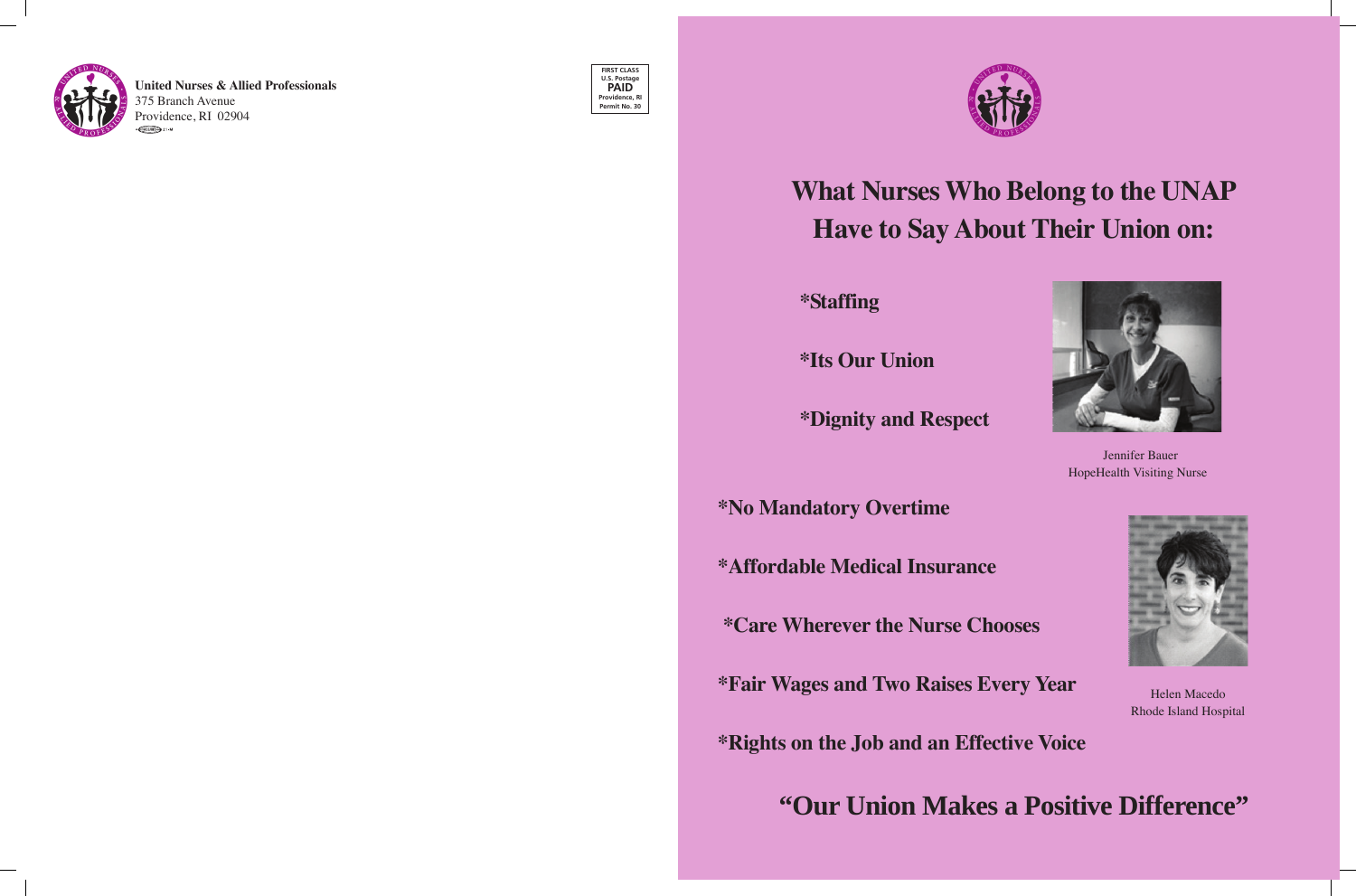**United Nurses & Allied Professionals**
375 Branch Avenue
Providence, RI 02904

FIRST CLASS
U.S. Postage
PAID
Providence, RI
Permit No. 30

# What Nurses Who Belong to the UNAP Have to Say About Their Union on:

**\*Staffing**

**\*Its Our Union**

**\*Dignity and Respect**

Jennifer Bauer
HopeHealth Visiting Nurse

**\*No Mandatory Overtime**

**\*Affordable Medical Insurance**

**\*Care Wherever the Nurse Chooses**

**\*Fair Wages and Two Raises Every Year**

**\*Rights on the Job and an Effective Voice**

Helen Macedo
Rhode Island Hospital

## "Our Union Makes a Positive Difference"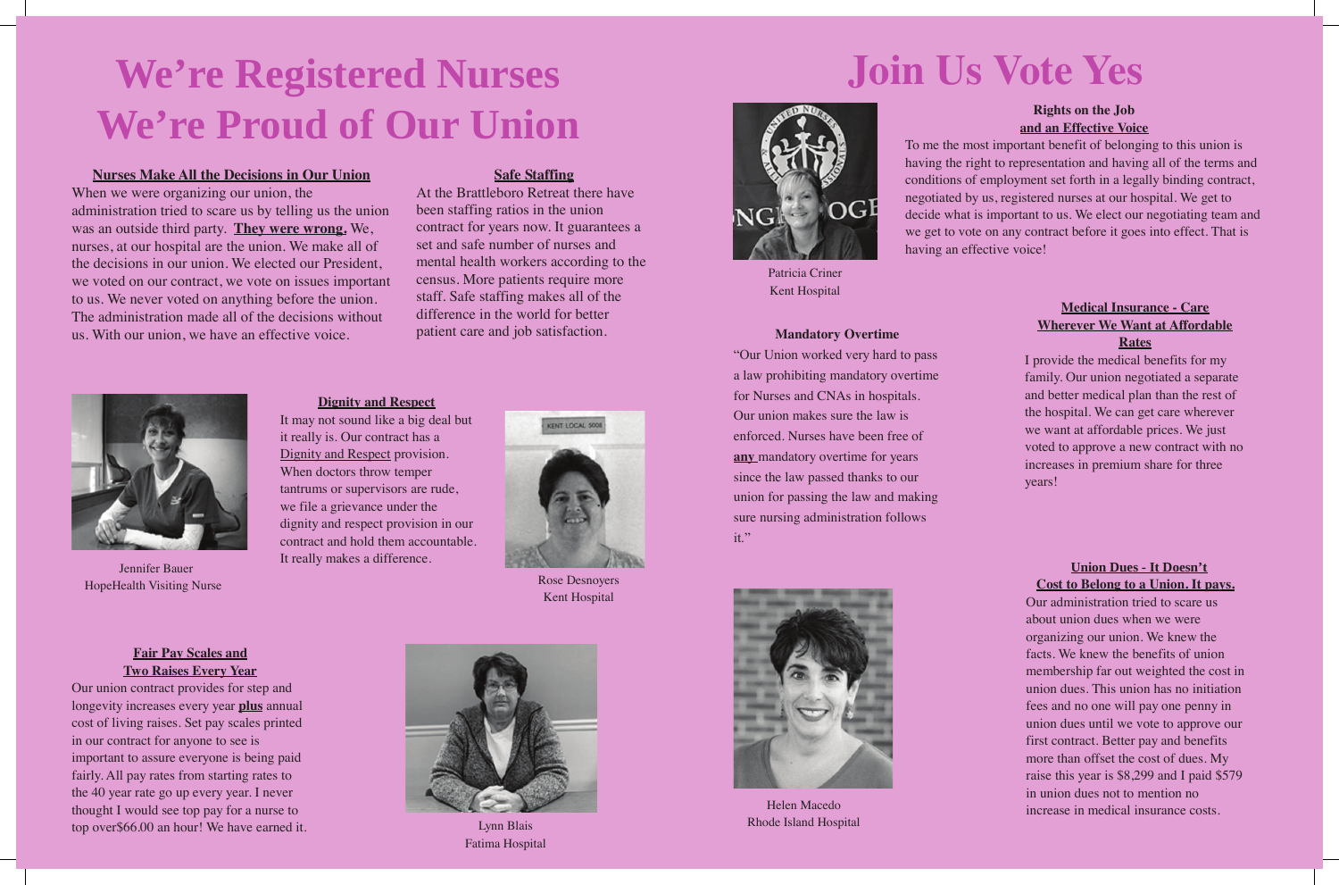# We're Registered Nurses We're Proud of Our Union

**Nurses Make All the Decisions in Our Union**

When we were organizing our union, the administration tried to scare us by telling us the union was an outside third party. **They were wrong.** We, nurses, at our hospital are the union. We make all of the decisions in our union. We elected our President, we voted on our contract, we vote on issues important to us. We never voted on anything before the union. The administration made all of the decisions without us. With our union, we have an effective voice.

**Safe Staffing**

At the Brattleboro Retreat there have been staffing ratios in the union contract for years now. It guarantees a set and safe number of nurses and mental health workers according to the census. More patients require more staff. Safe staffing makes all of the difference in the world for better patient care and job satisfaction.

Jennifer Bauer
HopeHealth Visiting Nurse

**Dignity and Respect**

It may not sound like a big deal but it really is. Our contract has a Dignity and Respect provision. When doctors throw temper tantrums or supervisors are rude, we file a grievance under the dignity and respect provision in our contract and hold them accountable. It really makes a difference.

Rose Desnoyers
Kent Hospital

**Fair Pay Scales and Two Raises Every Year**

Our union contract provides for step and longevity increases every year **plus** annual cost of living raises. Set pay scales printed in our contract for anyone to see is important to assure everyone is being paid fairly. All pay rates from starting rates to the 40 year rate go up every year. I never thought I would see top pay for a nurse to top over$66.00 an hour! We have earned it.

Lynn Blais
Fatima Hospital

# Join Us Vote Yes

Patricia Criner
Kent Hospital

**Rights on the Job and an Effective Voice**

To me the most important benefit of belonging to this union is having the right to representation and having all of the terms and conditions of employment set forth in a legally binding contract, negotiated by us, registered nurses at our hospital. We get to decide what is important to us. We elect our negotiating team and we get to vote on any contract before it goes into effect. That is having an effective voice!

**Mandatory Overtime**

"Our Union worked very hard to pass a law prohibiting mandatory overtime for Nurses and CNAs in hospitals. Our union makes sure the law is enforced. Nurses have been free of **any** mandatory overtime for years since the law passed thanks to our union for passing the law and making sure nursing administration follows it."

**Medical Insurance - Care Wherever We Want at Affordable Rates**

I provide the medical benefits for my family. Our union negotiated a separate and better medical plan than the rest of the hospital. We can get care wherever we want at affordable prices. We just voted to approve a new contract with no increases in premium share for three years!

Helen Macedo
Rhode Island Hospital

**Union Dues - It Doesn't Cost to Belong to a Union. It pays.**

Our administration tried to scare us about union dues when we were organizing our union. We knew the facts. We knew the benefits of union membership far out weighted the cost in union dues. This union has no initiation fees and no one will pay one penny in union dues until we vote to approve our first contract. Better pay and benefits more than offset the cost of dues. My raise this year is $8,299 and I paid $579 in union dues not to mention no increase in medical insurance costs.